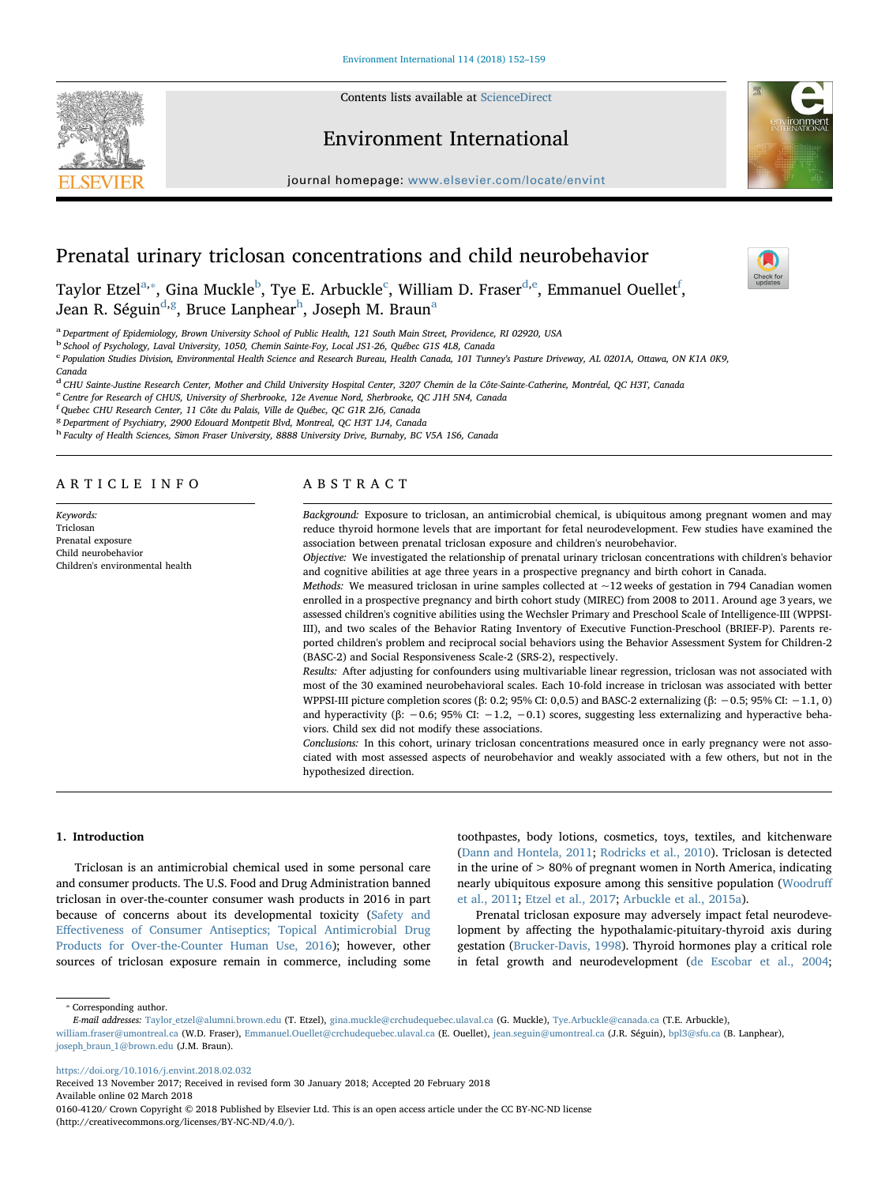# Prenatal urinary triclosan concentrations and child neurobehavior

Taylor Etzel[a,*], Gina Muckle[b], Tye E. Arbuckle[c], William D. Fraser[d,e], Emmanuel Ouellet[f], Jean R. Séguin[d,g], Bruce Lanphear[h], Joseph M. Braun[a]

[a] Department of Epidemiology, Brown University School of Public Health, 121 South Main Street, Providence, RI 02920, USA
[b] School of Psychology, Laval University, 1050, Chemin Sainte-Foy, Local JS1-26, Québec G1S 4L8, Canada
[c] Population Studies Division, Environmental Health Science and Research Bureau, Health Canada, 101 Tunney's Pasture Driveway, AL 0201A, Ottawa, ON K1A 0K9, Canada
[d] CHU Sainte-Justine Research Center, Mother and Child University Hospital Center, 3207 Chemin de la Côte-Sainte-Catherine, Montréal, QC H3T, Canada
[e] Centre for Research of CHUS, University of Sherbrooke, 12e Avenue Nord, Sherbrooke, QC J1H 5N4, Canada
[f] Quebec CHU Research Center, 11 Côte du Palais, Ville de Québec, QC G1R 2J6, Canada
[g] Department of Psychiatry, 2900 Edouard Montpetit Blvd, Montreal, QC H3T 1J4, Canada
[h] Faculty of Health Sciences, Simon Fraser University, 8888 University Drive, Burnaby, BC V5A 1S6, Canada

## ARTICLE INFO

*Keywords:*
Triclosan
Prenatal exposure
Child neurobehavior
Children's environmental health

## ABSTRACT

*Background:* Exposure to triclosan, an antimicrobial chemical, is ubiquitous among pregnant women and may reduce thyroid hormone levels that are important for fetal neurodevelopment. Few studies have examined the association between prenatal triclosan exposure and children's neurobehavior.

*Objective:* We investigated the relationship of prenatal urinary triclosan concentrations with children's behavior and cognitive abilities at age three years in a prospective pregnancy and birth cohort in Canada.

*Methods:* We measured triclosan in urine samples collected at ~12 weeks of gestation in 794 Canadian women enrolled in a prospective pregnancy and birth cohort study (MIREC) from 2008 to 2011. Around age 3 years, we assessed children's cognitive abilities using the Wechsler Primary and Preschool Scale of Intelligence-III (WPPSI-III), and two scales of the Behavior Rating Inventory of Executive Function-Preschool (BRIEF-P). Parents reported children's problem and reciprocal social behaviors using the Behavior Assessment System for Children-2 (BASC-2) and Social Responsiveness Scale-2 (SRS-2), respectively.

*Results:* After adjusting for confounders using multivariable linear regression, triclosan was not associated with most of the 30 examined neurobehavioral scales. Each 10-fold increase in triclosan was associated with better WPPSI-III picture completion scores (β: 0.2; 95% CI: 0,0.5) and BASC-2 externalizing (β: −0.5; 95% CI: −1.1, 0) and hyperactivity (β: −0.6; 95% CI: −1.2, −0.1) scores, suggesting less externalizing and hyperactive behaviors. Child sex did not modify these associations.

*Conclusions:* In this cohort, urinary triclosan concentrations measured once in early pregnancy were not associated with most assessed aspects of neurobehavior and weakly associated with a few others, but not in the hypothesized direction.

## 1. Introduction

Triclosan is an antimicrobial chemical used in some personal care and consumer products. The U.S. Food and Drug Administration banned triclosan in over-the-counter consumer wash products in 2016 in part because of concerns about its developmental toxicity (Safety and Effectiveness of Consumer Antiseptics; Topical Antimicrobial Drug Products for Over-the-Counter Human Use, 2016); however, other sources of triclosan exposure remain in commerce, including some toothpastes, body lotions, cosmetics, toys, textiles, and kitchenware (Dann and Hontela, 2011; Rodricks et al., 2010). Triclosan is detected in the urine of > 80% of pregnant women in North America, indicating nearly ubiquitous exposure among this sensitive population (Woodruff et al., 2011; Etzel et al., 2017; Arbuckle et al., 2015a).

Prenatal triclosan exposure may adversely impact fetal neurodevelopment by affecting the hypothalamic-pituitary-thyroid axis during gestation (Brucker-Davis, 1998). Thyroid hormones play a critical role in fetal growth and neurodevelopment (de Escobar et al., 2004;

* Corresponding author.
*E-mail addresses:* Taylor_etzel@alumni.brown.edu (T. Etzel), gina.muckle@crchudequebec.ulaval.ca (G. Muckle), Tye.Arbuckle@canada.ca (T.E. Arbuckle), william.fraser@umontreal.ca (W.D. Fraser), Emmanuel.Ouellet@crchudequebec.ulaval.ca (E. Ouellet), jean.seguin@umontreal.ca (J.R. Séguin), bpl3@sfu.ca (B. Lanphear), joseph_braun_1@brown.edu (J.M. Braun).

https://doi.org/10.1016/j.envint.2018.02.032
Received 13 November 2017; Received in revised form 30 January 2018; Accepted 20 February 2018
Available online 02 March 2018
0160-4120/ Crown Copyright © 2018 Published by Elsevier Ltd. This is an open access article under the CC BY-NC-ND license (http://creativecommons.org/licenses/BY-NC-ND/4.0/).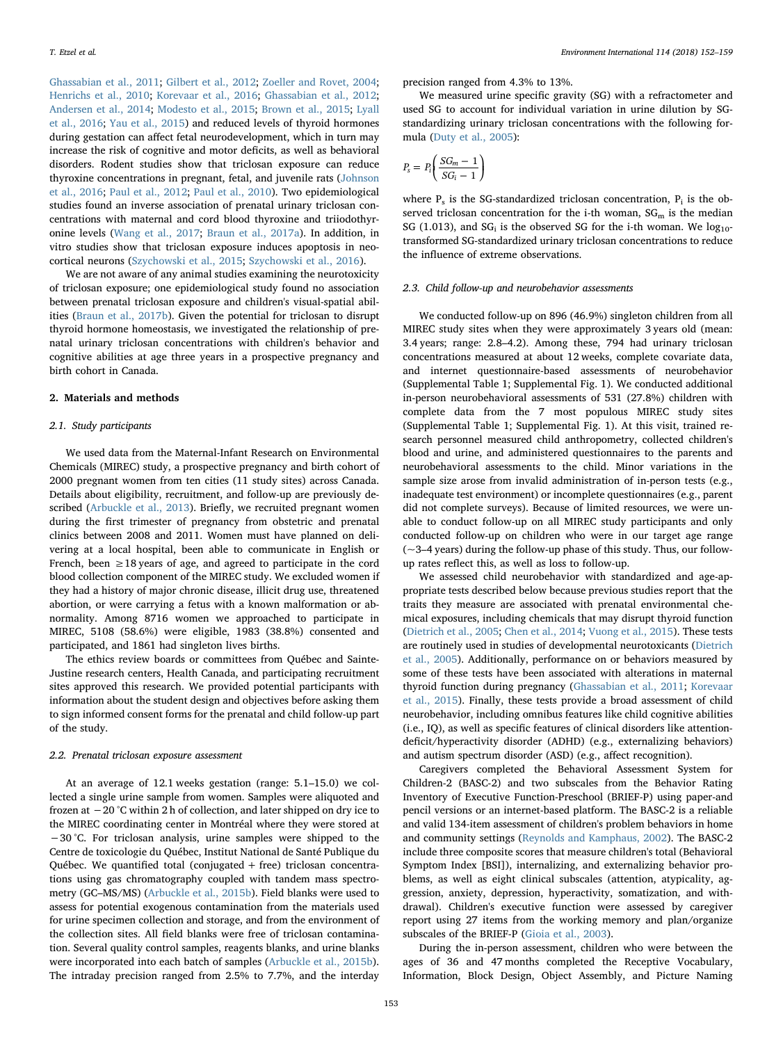Ghassabian et al., 2011; Gilbert et al., 2012; Zoeller and Rovet, 2004; Henrichs et al., 2010; Korevaar et al., 2016; Ghassabian et al., 2012; Andersen et al., 2014; Modesto et al., 2015; Brown et al., 2015; Lyall et al., 2016; Yau et al., 2015) and reduced levels of thyroid hormones during gestation can affect fetal neurodevelopment, which in turn may increase the risk of cognitive and motor deficits, as well as behavioral disorders. Rodent studies show that triclosan exposure can reduce thyroxine concentrations in pregnant, fetal, and juvenile rats (Johnson et al., 2016; Paul et al., 2012; Paul et al., 2010). Two epidemiological studies found an inverse association of prenatal urinary triclosan concentrations with maternal and cord blood thyroxine and triiodothyronine levels (Wang et al., 2017; Braun et al., 2017a). In addition, in vitro studies show that triclosan exposure induces apoptosis in neocortical neurons (Szychowski et al., 2015; Szychowski et al., 2016).

We are not aware of any animal studies examining the neurotoxicity of triclosan exposure; one epidemiological study found no association between prenatal triclosan exposure and children's visual-spatial abilities (Braun et al., 2017b). Given the potential for triclosan to disrupt thyroid hormone homeostasis, we investigated the relationship of prenatal urinary triclosan concentrations with children's behavior and cognitive abilities at age three years in a prospective pregnancy and birth cohort in Canada.

## 2. Materials and methods

### 2.1. Study participants

We used data from the Maternal-Infant Research on Environmental Chemicals (MIREC) study, a prospective pregnancy and birth cohort of 2000 pregnant women from ten cities (11 study sites) across Canada. Details about eligibility, recruitment, and follow-up are previously described (Arbuckle et al., 2013). Briefly, we recruited pregnant women during the first trimester of pregnancy from obstetric and prenatal clinics between 2008 and 2011. Women must have planned on delivering at a local hospital, been able to communicate in English or French, been ≥18 years of age, and agreed to participate in the cord blood collection component of the MIREC study. We excluded women if they had a history of major chronic disease, illicit drug use, threatened abortion, or were carrying a fetus with a known malformation or abnormality. Among 8716 women we approached to participate in MIREC, 5108 (58.6%) were eligible, 1983 (38.8%) consented and participated, and 1861 had singleton lives births.

The ethics review boards or committees from Québec and Sainte-Justine research centers, Health Canada, and participating recruitment sites approved this research. We provided potential participants with information about the student design and objectives before asking them to sign informed consent forms for the prenatal and child follow-up part of the study.

### 2.2. Prenatal triclosan exposure assessment

At an average of 12.1 weeks gestation (range: 5.1–15.0) we collected a single urine sample from women. Samples were aliquoted and frozen at −20 °C within 2 h of collection, and later shipped on dry ice to the MIREC coordinating center in Montréal where they were stored at −30 °C. For triclosan analysis, urine samples were shipped to the Centre de toxicologie du Québec, Institut National de Santé Publique du Québec. We quantified total (conjugated + free) triclosan concentrations using gas chromatography coupled with tandem mass spectrometry (GC–MS/MS) (Arbuckle et al., 2015b). Field blanks were used to assess for potential exogenous contamination from the materials used for urine specimen collection and storage, and from the environment of the collection sites. All field blanks were free of triclosan contamination. Several quality control samples, reagents blanks, and urine blanks were incorporated into each batch of samples (Arbuckle et al., 2015b). The intraday precision ranged from 2.5% to 7.7%, and the interday precision ranged from 4.3% to 13%.

We measured urine specific gravity (SG) with a refractometer and used SG to account for individual variation in urine dilution by SG-standardizing urinary triclosan concentrations with the following formula (Duty et al., 2005):

$$P_s = P_i\left(\frac{SG_m - 1}{SG_i - 1}\right)$$

where $P_s$ is the SG-standardized triclosan concentration, $P_i$ is the observed triclosan concentration for the i-th woman, $SG_m$ is the median SG (1.013), and $SG_i$ is the observed SG for the i-th woman. We $\log_{10}$-transformed SG-standardized urinary triclosan concentrations to reduce the influence of extreme observations.

### 2.3. Child follow-up and neurobehavior assessments

We conducted follow-up on 896 (46.9%) singleton children from all MIREC study sites when they were approximately 3 years old (mean: 3.4 years; range: 2.8–4.2). Among these, 794 had urinary triclosan concentrations measured at about 12 weeks, complete covariate data, and internet questionnaire-based assessments of neurobehavior (Supplemental Table 1; Supplemental Fig. 1). We conducted additional in-person neurobehavioral assessments of 531 (27.8%) children with complete data from the 7 most populous MIREC study sites (Supplemental Table 1; Supplemental Fig. 1). At this visit, trained research personnel measured child anthropometry, collected children's blood and urine, and administered questionnaires to the parents and neurobehavioral assessments to the child. Minor variations in the sample size arose from invalid administration of in-person tests (e.g., inadequate test environment) or incomplete questionnaires (e.g., parent did not complete surveys). Because of limited resources, we were unable to conduct follow-up on all MIREC study participants and only conducted follow-up on children who were in our target age range (~3–4 years) during the follow-up phase of this study. Thus, our follow-up rates reflect this, as well as loss to follow-up.

We assessed child neurobehavior with standardized and age-appropriate tests described below because previous studies report that the traits they measure are associated with prenatal environmental chemical exposures, including chemicals that may disrupt thyroid function (Dietrich et al., 2005; Chen et al., 2014; Vuong et al., 2015). These tests are routinely used in studies of developmental neurotoxicants (Dietrich et al., 2005). Additionally, performance on or behaviors measured by some of these tests have been associated with alterations in maternal thyroid function during pregnancy (Ghassabian et al., 2011; Korevaar et al., 2015). Finally, these tests provide a broad assessment of child neurobehavior, including omnibus features like child cognitive abilities (i.e., IQ), as well as specific features of clinical disorders like attention-deficit/hyperactivity disorder (ADHD) (e.g., externalizing behaviors) and autism spectrum disorder (ASD) (e.g., affect recognition).

Caregivers completed the Behavioral Assessment System for Children-2 (BASC-2) and two subscales from the Behavior Rating Inventory of Executive Function-Preschool (BRIEF-P) using paper-and pencil versions or an internet-based platform. The BASC-2 is a reliable and valid 134-item assessment of children's problem behaviors in home and community settings (Reynolds and Kamphaus, 2002). The BASC-2 include three composite scores that measure children's total (Behavioral Symptom Index [BSI]), internalizing, and externalizing behavior problems, as well as eight clinical subscales (attention, atypicality, aggression, anxiety, depression, hyperactivity, somatization, and withdrawal). Children's executive function were assessed by caregiver report using 27 items from the working memory and plan/organize subscales of the BRIEF-P (Gioia et al., 2003).

During the in-person assessment, children who were between the ages of 36 and 47 months completed the Receptive Vocabulary, Information, Block Design, Object Assembly, and Picture Naming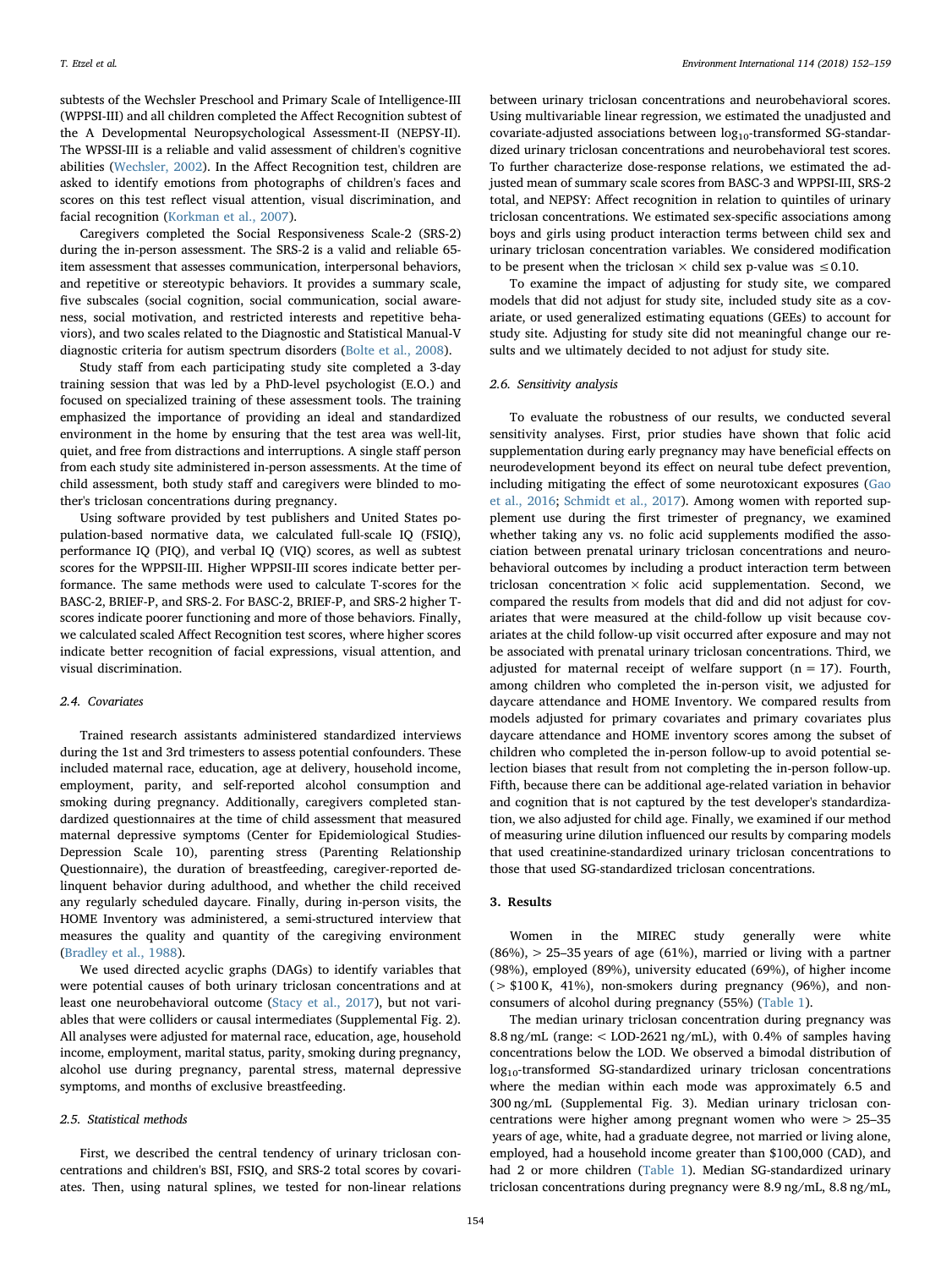subtests of the Wechsler Preschool and Primary Scale of Intelligence-III (WPPSI-III) and all children completed the Affect Recognition subtest of the A Developmental Neuropsychological Assessment-II (NEPSY-II). The WPSSI-III is a reliable and valid assessment of children's cognitive abilities (Wechsler, 2002). In the Affect Recognition test, children are asked to identify emotions from photographs of children's faces and scores on this test reflect visual attention, visual discrimination, and facial recognition (Korkman et al., 2007).

Caregivers completed the Social Responsiveness Scale-2 (SRS-2) during the in-person assessment. The SRS-2 is a valid and reliable 65-item assessment that assesses communication, interpersonal behaviors, and repetitive or stereotypic behaviors. It provides a summary scale, five subscales (social cognition, social communication, social awareness, social motivation, and restricted interests and repetitive behaviors), and two scales related to the Diagnostic and Statistical Manual-V diagnostic criteria for autism spectrum disorders (Bolte et al., 2008).

Study staff from each participating study site completed a 3-day training session that was led by a PhD-level psychologist (E.O.) and focused on specialized training of these assessment tools. The training emphasized the importance of providing an ideal and standardized environment in the home by ensuring that the test area was well-lit, quiet, and free from distractions and interruptions. A single staff person from each study site administered in-person assessments. At the time of child assessment, both study staff and caregivers were blinded to mother's triclosan concentrations during pregnancy.

Using software provided by test publishers and United States population-based normative data, we calculated full-scale IQ (FSIQ), performance IQ (PIQ), and verbal IQ (VIQ) scores, as well as subtest scores for the WPPSII-III. Higher WPPSII-III scores indicate better performance. The same methods were used to calculate T-scores for the BASC-2, BRIEF-P, and SRS-2. For BASC-2, BRIEF-P, and SRS-2 higher T-scores indicate poorer functioning and more of those behaviors. Finally, we calculated scaled Affect Recognition test scores, where higher scores indicate better recognition of facial expressions, visual attention, and visual discrimination.

### 2.4. Covariates

Trained research assistants administered standardized interviews during the 1st and 3rd trimesters to assess potential confounders. These included maternal race, education, age at delivery, household income, employment, parity, and self-reported alcohol consumption and smoking during pregnancy. Additionally, caregivers completed standardized questionnaires at the time of child assessment that measured maternal depressive symptoms (Center for Epidemiological Studies-Depression Scale 10), parenting stress (Parenting Relationship Questionnaire), the duration of breastfeeding, caregiver-reported delinquent behavior during adulthood, and whether the child received any regularly scheduled daycare. Finally, during in-person visits, the HOME Inventory was administered, a semi-structured interview that measures the quality and quantity of the caregiving environment (Bradley et al., 1988).

We used directed acyclic graphs (DAGs) to identify variables that were potential causes of both urinary triclosan concentrations and at least one neurobehavioral outcome (Stacy et al., 2017), but not variables that were colliders or causal intermediates (Supplemental Fig. 2). All analyses were adjusted for maternal race, education, age, household income, employment, marital status, parity, smoking during pregnancy, alcohol use during pregnancy, parental stress, maternal depressive symptoms, and months of exclusive breastfeeding.

### 2.5. Statistical methods

First, we described the central tendency of urinary triclosan concentrations and children's BSI, FSIQ, and SRS-2 total scores by covariates. Then, using natural splines, we tested for non-linear relations between urinary triclosan concentrations and neurobehavioral scores. Using multivariable linear regression, we estimated the unadjusted and covariate-adjusted associations between $\log_{10}$-transformed SG-standardized urinary triclosan concentrations and neurobehavioral test scores. To further characterize dose-response relations, we estimated the adjusted mean of summary scale scores from BASC-3 and WPPSI-III, SRS-2 total, and NEPSY: Affect recognition in relation to quintiles of urinary triclosan concentrations. We estimated sex-specific associations among boys and girls using product interaction terms between child sex and urinary triclosan concentration variables. We considered modification to be present when the triclosan × child sex p-value was $\leq 0.10$.

To examine the impact of adjusting for study site, we compared models that did not adjust for study site, included study site as a covariate, or used generalized estimating equations (GEEs) to account for study site. Adjusting for study site did not meaningful change our results and we ultimately decided to not adjust for study site.

### 2.6. Sensitivity analysis

To evaluate the robustness of our results, we conducted several sensitivity analyses. First, prior studies have shown that folic acid supplementation during early pregnancy may have beneficial effects on neurodevelopment beyond its effect on neural tube defect prevention, including mitigating the effect of some neurotoxicant exposures (Gao et al., 2016; Schmidt et al., 2017). Among women with reported supplement use during the first trimester of pregnancy, we examined whether taking any vs. no folic acid supplements modified the association between prenatal urinary triclosan concentrations and neurobehavioral outcomes by including a product interaction term between triclosan concentration × folic acid supplementation. Second, we compared the results from models that did and did not adjust for covariates that were measured at the child-follow up visit because covariates at the child follow-up visit occurred after exposure and may not be associated with prenatal urinary triclosan concentrations. Third, we adjusted for maternal receipt of welfare support (n = 17). Fourth, among children who completed the in-person visit, we adjusted for daycare attendance and HOME Inventory. We compared results from models adjusted for primary covariates and primary covariates plus daycare attendance and HOME inventory scores among the subset of children who completed the in-person follow-up to avoid potential selection biases that result from not completing the in-person follow-up. Fifth, because there can be additional age-related variation in behavior and cognition that is not captured by the test developer's standardization, we also adjusted for child age. Finally, we examined if our method of measuring urine dilution influenced our results by comparing models that used creatinine-standardized urinary triclosan concentrations to those that used SG-standardized triclosan concentrations.

## 3. Results

Women in the MIREC study generally were white (86%), > 25–35 years of age (61%), married or living with a partner (98%), employed (89%), university educated (69%), of higher income (> $100 K, 41%), non-smokers during pregnancy (96%), and non-consumers of alcohol during pregnancy (55%) (Table 1).

The median urinary triclosan concentration during pregnancy was 8.8 ng/mL (range: < LOD-2621 ng/mL), with 0.4% of samples having concentrations below the LOD. We observed a bimodal distribution of $\log_{10}$-transformed SG-standardized urinary triclosan concentrations where the median within each mode was approximately 6.5 and 300 ng/mL (Supplemental Fig. 3). Median urinary triclosan concentrations were higher among pregnant women who were > 25–35 years of age, white, had a graduate degree, not married or living alone, employed, had a household income greater than $100,000 (CAD), and had 2 or more children (Table 1). Median SG-standardized urinary triclosan concentrations during pregnancy were 8.9 ng/mL, 8.8 ng/mL,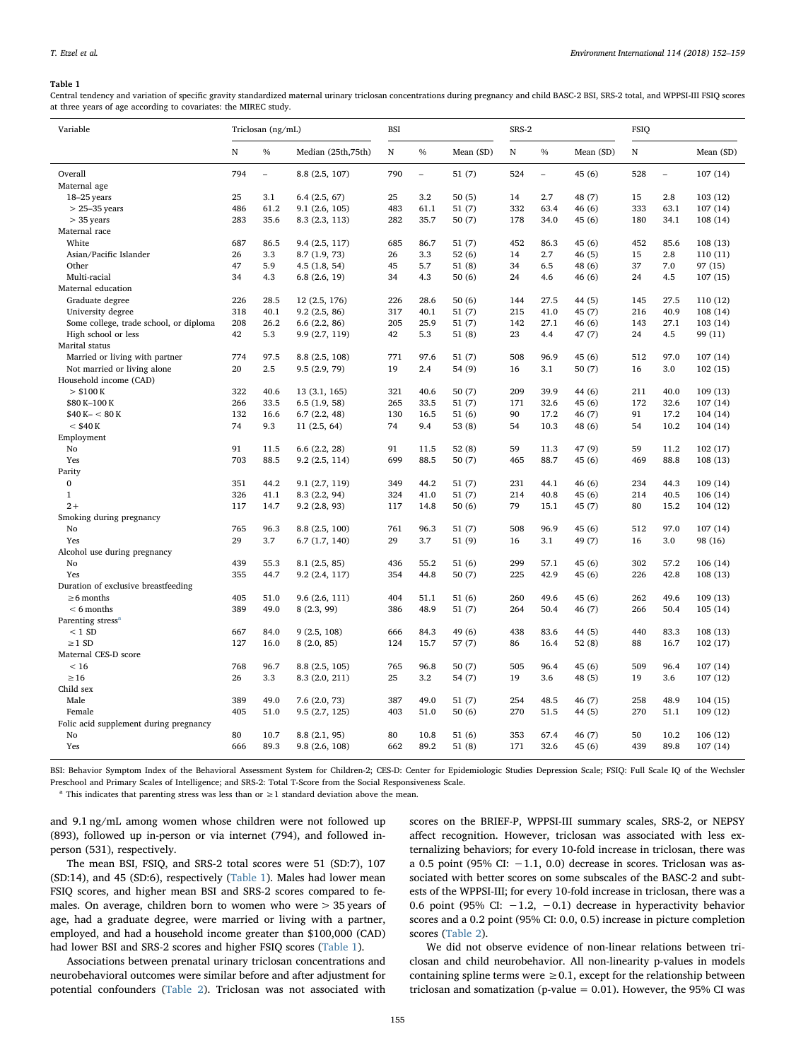**Table 1**

Central tendency and variation of specific gravity standardized maternal urinary triclosan concentrations during pregnancy and child BASC-2 BSI, SRS-2 total, and WPPSI-III FSIQ scores at three years of age according to covariates: the MIREC study.

| Variable | Triclosan (ng/mL) | | | BSI | | | SRS-2 | | | FSIQ | | |
|---|---|---|---|---|---|---|---|---|---|---|---|---|
| | N | % | Median (25th,75th) | N | % | Mean (SD) | N | % | Mean (SD) | N | | Mean (SD) |
| Overall | 794 | – | 8.8 (2.5, 107) | 790 | – | 51 (7) | 524 | – | 45 (6) | 528 | – | 107 (14) |
| Maternal age | | | | | | | | | | | | |
| 18–25 years | 25 | 3.1 | 6.4 (2.5, 67) | 25 | 3.2 | 50 (5) | 14 | 2.7 | 48 (7) | 15 | 2.8 | 103 (12) |
| > 25–35 years | 486 | 61.2 | 9.1 (2.6, 105) | 483 | 61.1 | 51 (7) | 332 | 63.4 | 46 (6) | 333 | 63.1 | 107 (14) |
| > 35 years | 283 | 35.6 | 8.3 (2.3, 113) | 282 | 35.7 | 50 (7) | 178 | 34.0 | 45 (6) | 180 | 34.1 | 108 (14) |
| Maternal race | | | | | | | | | | | | |
| White | 687 | 86.5 | 9.4 (2.5, 117) | 685 | 86.7 | 51 (7) | 452 | 86.3 | 45 (6) | 452 | 85.6 | 108 (13) |
| Asian/Pacific Islander | 26 | 3.3 | 8.7 (1.9, 73) | 26 | 3.3 | 52 (6) | 14 | 2.7 | 46 (5) | 15 | 2.8 | 110 (11) |
| Other | 47 | 5.9 | 4.5 (1.8, 54) | 45 | 5.7 | 51 (8) | 34 | 6.5 | 48 (6) | 37 | 7.0 | 97 (15) |
| Multi-racial | 34 | 4.3 | 6.8 (2.6, 19) | 34 | 4.3 | 50 (6) | 24 | 4.6 | 46 (6) | 24 | 4.5 | 107 (15) |
| Maternal education | | | | | | | | | | | | |
| Graduate degree | 226 | 28.5 | 12 (2.5, 176) | 226 | 28.6 | 50 (6) | 144 | 27.5 | 44 (5) | 145 | 27.5 | 110 (12) |
| University degree | 318 | 40.1 | 9.2 (2.5, 86) | 317 | 40.1 | 51 (7) | 215 | 41.0 | 45 (7) | 216 | 40.9 | 108 (14) |
| Some college, trade school, or diploma | 208 | 26.2 | 6.6 (2.2, 86) | 205 | 25.9 | 51 (7) | 142 | 27.1 | 46 (6) | 143 | 27.1 | 103 (14) |
| High school or less | 42 | 5.3 | 9.9 (2.7, 119) | 42 | 5.3 | 51 (8) | 23 | 4.4 | 47 (7) | 24 | 4.5 | 99 (11) |
| Marital status | | | | | | | | | | | | |
| Married or living with partner | 774 | 97.5 | 8.8 (2.5, 108) | 771 | 97.6 | 51 (7) | 508 | 96.9 | 45 (6) | 512 | 97.0 | 107 (14) |
| Not married or living alone | 20 | 2.5 | 9.5 (2.9, 79) | 19 | 2.4 | 54 (9) | 16 | 3.1 | 50 (7) | 16 | 3.0 | 102 (15) |
| Household income (CAD) | | | | | | | | | | | | |
| > $100 K | 322 | 40.6 | 13 (3.1, 165) | 321 | 40.6 | 50 (7) | 209 | 39.9 | 44 (6) | 211 | 40.0 | 109 (13) |
| $80 K–100 K | 266 | 33.5 | 6.5 (1.9, 58) | 265 | 33.5 | 51 (7) | 171 | 32.6 | 45 (6) | 172 | 32.6 | 107 (14) |
| $40 K– < 80 K | 132 | 16.6 | 6.7 (2.2, 48) | 130 | 16.5 | 51 (6) | 90 | 17.2 | 46 (7) | 91 | 17.2 | 104 (14) |
| < $40 K | 74 | 9.3 | 11 (2.5, 64) | 74 | 9.4 | 53 (8) | 54 | 10.3 | 48 (6) | 54 | 10.2 | 104 (14) |
| Employment | | | | | | | | | | | | |
| No | 91 | 11.5 | 6.6 (2.2, 28) | 91 | 11.5 | 52 (8) | 59 | 11.3 | 47 (9) | 59 | 11.2 | 102 (17) |
| Yes | 703 | 88.5 | 9.2 (2.5, 114) | 699 | 88.5 | 50 (7) | 465 | 88.7 | 45 (6) | 469 | 88.8 | 108 (13) |
| Parity | | | | | | | | | | | | |
| 0 | 351 | 44.2 | 9.1 (2.7, 119) | 349 | 44.2 | 51 (7) | 231 | 44.1 | 46 (6) | 234 | 44.3 | 109 (14) |
| 1 | 326 | 41.1 | 8.3 (2.2, 94) | 324 | 41.0 | 51 (7) | 214 | 40.8 | 45 (6) | 214 | 40.5 | 106 (14) |
| 2+ | 117 | 14.7 | 9.2 (2.8, 93) | 117 | 14.8 | 50 (6) | 79 | 15.1 | 45 (7) | 80 | 15.2 | 104 (12) |
| Smoking during pregnancy | | | | | | | | | | | | |
| No | 765 | 96.3 | 8.8 (2.5, 100) | 761 | 96.3 | 51 (7) | 508 | 96.9 | 45 (6) | 512 | 97.0 | 107 (14) |
| Yes | 29 | 3.7 | 6.7 (1.7, 140) | 29 | 3.7 | 51 (9) | 16 | 3.1 | 49 (7) | 16 | 3.0 | 98 (16) |
| Alcohol use during pregnancy | | | | | | | | | | | | |
| No | 439 | 55.3 | 8.1 (2.5, 85) | 436 | 55.2 | 51 (6) | 299 | 57.1 | 45 (6) | 302 | 57.2 | 106 (14) |
| Yes | 355 | 44.7 | 9.2 (2.4, 117) | 354 | 44.8 | 50 (7) | 225 | 42.9 | 45 (6) | 226 | 42.8 | 108 (13) |
| Duration of exclusive breastfeeding | | | | | | | | | | | | |
| ≥6 months | 405 | 51.0 | 9.6 (2.6, 111) | 404 | 51.1 | 51 (6) | 260 | 49.6 | 45 (6) | 262 | 49.6 | 109 (13) |
| < 6 months | 389 | 49.0 | 8 (2.3, 99) | 386 | 48.9 | 51 (7) | 264 | 50.4 | 46 (7) | 266 | 50.4 | 105 (14) |
| Parenting stress[a] | | | | | | | | | | | | |
| < 1 SD | 667 | 84.0 | 9 (2.5, 108) | 666 | 84.3 | 49 (6) | 438 | 83.6 | 44 (5) | 440 | 83.3 | 108 (13) |
| ≥1 SD | 127 | 16.0 | 8 (2.0, 85) | 124 | 15.7 | 57 (7) | 86 | 16.4 | 52 (8) | 88 | 16.7 | 102 (17) |
| Maternal CES-D score | | | | | | | | | | | | |
| < 16 | 768 | 96.7 | 8.8 (2.5, 105) | 765 | 96.8 | 50 (7) | 505 | 96.4 | 45 (6) | 509 | 96.4 | 107 (14) |
| ≥16 | 26 | 3.3 | 8.3 (2.0, 211) | 25 | 3.2 | 54 (7) | 19 | 3.6 | 48 (5) | 19 | 3.6 | 107 (12) |
| Child sex | | | | | | | | | | | | |
| Male | 389 | 49.0 | 7.6 (2.0, 73) | 387 | 49.0 | 51 (7) | 254 | 48.5 | 46 (7) | 258 | 48.9 | 104 (15) |
| Female | 405 | 51.0 | 9.5 (2.7, 125) | 403 | 51.0 | 50 (6) | 270 | 51.5 | 44 (5) | 270 | 51.1 | 109 (12) |
| Folic acid supplement during pregnancy | | | | | | | | | | | | |
| No | 80 | 10.7 | 8.8 (2.1, 95) | 80 | 10.8 | 51 (6) | 353 | 67.4 | 46 (7) | 50 | 10.2 | 106 (12) |
| Yes | 666 | 89.3 | 9.8 (2.6, 108) | 662 | 89.2 | 51 (8) | 171 | 32.6 | 45 (6) | 439 | 89.8 | 107 (14) |

BSI: Behavior Symptom Index of the Behavioral Assessment System for Children-2; CES-D: Center for Epidemiologic Studies Depression Scale; FSIQ: Full Scale IQ of the Wechsler Preschool and Primary Scales of Intelligence; and SRS-2: Total T-Score from the Social Responsiveness Scale.

[a] This indicates that parenting stress was less than or ≥1 standard deviation above the mean.

and 9.1 ng/mL among women whose children were not followed up (893), followed up in-person or via internet (794), and followed in-person (531), respectively.

The mean BSI, FSIQ, and SRS-2 total scores were 51 (SD:7), 107 (SD:14), and 45 (SD:6), respectively (Table 1). Males had lower mean FSIQ scores, and higher mean BSI and SRS-2 scores compared to females. On average, children born to women who were > 35 years of age, had a graduate degree, were married or living with a partner, employed, and had a household income greater than $100,000 (CAD) had lower BSI and SRS-2 scores and higher FSIQ scores (Table 1).

Associations between prenatal urinary triclosan concentrations and neurobehavioral outcomes were similar before and after adjustment for potential confounders (Table 2). Triclosan was not associated with scores on the BRIEF-P, WPPSI-III summary scales, SRS-2, or NEPSY affect recognition. However, triclosan was associated with less externalizing behaviors; for every 10-fold increase in triclosan, there was a 0.5 point (95% CI: −1.1, 0.0) decrease in scores. Triclosan was associated with better scores on some subscales of the BASC-2 and subtests of the WPPSI-III; for every 10-fold increase in triclosan, there was a 0.6 point (95% CI: −1.2, −0.1) decrease in hyperactivity behavior scores and a 0.2 point (95% CI: 0.0, 0.5) increase in picture completion scores (Table 2).

We did not observe evidence of non-linear relations between triclosan and child neurobehavior. All non-linearity p-values in models containing spline terms were ≥0.1, except for the relationship between triclosan and somatization (p-value = 0.01). However, the 95% CI was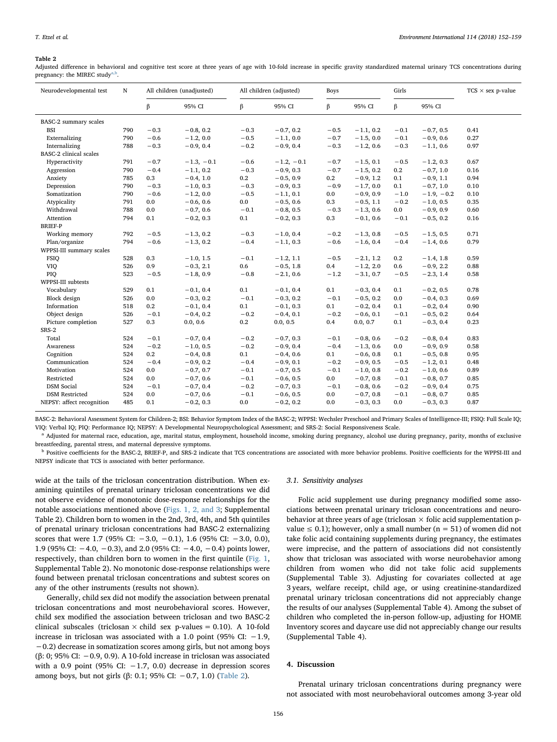**Table 2**

Adjusted difference in behavioral and cognitive test score at three years of age with 10-fold increase in specific gravity standardized maternal urinary TCS concentrations during pregnancy: the MIREC study[a,b].

| Neurodevelopmental test | N | All children (unadjusted) | | All children (adjusted) | | Boys | | Girls | | TCS × sex p-value |
|---|---|---|---|---|---|---|---|---|---|---|
| | | β | 95% CI | β | 95% CI | β | 95% CI | β | 95% CI | |
| BASC-2 summary scales | | | | | | | | | | |
| BSI | 790 | −0.3 | −0.8, 0.2 | −0.3 | −0.7, 0.2 | −0.5 | −1.1, 0.2 | −0.1 | −0.7, 0.5 | 0.41 |
| Externalizing | 790 | −0.6 | −1.2, 0.0 | −0.5 | −1.1, 0.0 | −0.7 | −1.5, 0.0 | −0.1 | −0.9, 0.6 | 0.27 |
| Internalizing | 788 | −0.3 | −0.9, 0.4 | −0.2 | −0.9, 0.4 | −0.3 | −1.2, 0.6 | −0.3 | −1.1, 0.6 | 0.97 |
| BASC-2 clinical scales | | | | | | | | | | |
| Hyperactivity | 791 | −0.7 | −1.3, −0.1 | −0.6 | −1.2, −0.1 | −0.7 | −1.5, 0.1 | −0.5 | −1.2, 0.3 | 0.67 |
| Aggression | 790 | −0.4 | −1.1, 0.2 | −0.3 | −0.9, 0.3 | −0.7 | −1.5, 0.2 | 0.2 | −0.7, 1.0 | 0.16 |
| Anxiety | 785 | 0.3 | −0.4, 1.0 | 0.2 | −0.5, 0.9 | 0.2 | −0.9, 1.2 | 0.1 | −0.9, 1.1 | 0.94 |
| Depression | 790 | −0.3 | −1.0, 0.3 | −0.3 | −0.9, 0.3 | −0.9 | −1.7, 0.0 | 0.1 | −0.7, 1.0 | 0.10 |
| Somatization | 790 | −0.6 | −1.2, 0.0 | −0.5 | −1.1, 0.1 | 0.0 | −0.9, 0.9 | −1.0 | −1.9, −0.2 | 0.10 |
| Atypicality | 791 | 0.0 | −0.6, 0.6 | 0.0 | −0.5, 0.6 | 0.3 | −0.5, 1.1 | −0.2 | −1.0, 0.5 | 0.35 |
| Withdrawal | 788 | 0.0 | −0.7, 0.6 | −0.1 | −0.8, 0.5 | −0.3 | −1.3, 0.6 | 0.0 | −0.9, 0.9 | 0.60 |
| Attention | 794 | 0.1 | −0.2, 0.3 | 0.1 | −0.2, 0.3 | 0.3 | −0.1, 0.6 | −0.1 | −0.5, 0.2 | 0.16 |
| BRIEF-P | | | | | | | | | | |
| Working memory | 792 | −0.5 | −1.3, 0.2 | −0.3 | −1.0, 0.4 | −0.2 | −1.3, 0.8 | −0.5 | −1.5, 0.5 | 0.71 |
| Plan/organize | 794 | −0.6 | −1.3, 0.2 | −0.4 | −1.1, 0.3 | −0.6 | −1.6, 0.4 | −0.4 | −1.4, 0.6 | 0.79 |
| WPPSI-III summary scales | | | | | | | | | | |
| FSIQ | 528 | 0.3 | −1.0, 1.5 | −0.1 | −1.2, 1.1 | −0.5 | −2.1, 1.2 | 0.2 | −1.4, 1.8 | 0.59 |
| VIQ | 526 | 0.9 | −0.3, 2.1 | 0.6 | −0.5, 1.8 | 0.4 | −1.2, 2.0 | 0.6 | −0.9, 2.2 | 0.88 |
| PIQ | 523 | −0.5 | −1.8, 0.9 | −0.8 | −2.1, 0.6 | −1.2 | −3.1, 0.7 | −0.5 | −2.3, 1.4 | 0.58 |
| WPPSI-III subtests | | | | | | | | | | |
| Vocabulary | 529 | 0.1 | −0.1, 0.4 | 0.1 | −0.1, 0.4 | 0.1 | −0.3, 0.4 | 0.1 | −0.2, 0.5 | 0.78 |
| Block design | 526 | 0.0 | −0.3, 0.2 | −0.1 | −0.3, 0.2 | −0.1 | −0.5, 0.2 | 0.0 | −0.4, 0.3 | 0.69 |
| Information | 518 | 0.2 | −0.1, 0.4 | 0.1 | −0.1, 0.3 | 0.1 | −0.2, 0.4 | 0.1 | −0.2, 0.4 | 0.90 |
| Object design | 526 | −0.1 | −0.4, 0.2 | −0.2 | −0.4, 0.1 | −0.2 | −0.6, 0.1 | −0.1 | −0.5, 0.2 | 0.64 |
| Picture completion | 527 | 0.3 | 0.0, 0.6 | 0.2 | 0.0, 0.5 | 0.4 | 0.0, 0.7 | 0.1 | −0.3, 0.4 | 0.23 |
| SRS-2 | | | | | | | | | | |
| Total | 524 | −0.1 | −0.7, 0.4 | −0.2 | −0.7, 0.3 | −0.1 | −0.8, 0.6 | −0.2 | −0.8, 0.4 | 0.83 |
| Awareness | 524 | −0.2 | −1.0, 0.5 | −0.2 | −0.9, 0.4 | −0.4 | −1.3, 0.6 | 0.0 | −0.9, 0.9 | 0.58 |
| Cognition | 524 | 0.2 | −0.4, 0.8 | 0.1 | −0.4, 0.6 | 0.1 | −0.6, 0.8 | 0.1 | −0.5, 0.8 | 0.95 |
| Communication | 524 | −0.4 | −0.9, 0.2 | −0.4 | −0.9, 0.1 | −0.2 | −0.9, 0.5 | −0.5 | −1.2, 0.1 | 0.48 |
| Motivation | 524 | 0.0 | −0.7, 0.7 | −0.1 | −0.7, 0.5 | −0.1 | −1.0, 0.8 | −0.2 | −1.0, 0.6 | 0.89 |
| Restricted | 524 | 0.0 | −0.7, 0.6 | −0.1 | −0.6, 0.5 | 0.0 | −0.7, 0.8 | −0.1 | −0.8, 0.7 | 0.85 |
| DSM Social | 524 | −0.1 | −0.7, 0.4 | −0.2 | −0.7, 0.3 | −0.1 | −0.8, 0.6 | −0.2 | −0.9, 0.4 | 0.75 |
| DSM Restricted | 524 | 0.0 | −0.7, 0.6 | −0.1 | −0.6, 0.5 | 0.0 | −0.7, 0.8 | −0.1 | −0.8, 0.7 | 0.85 |
| NEPSY: affect recognition | 485 | 0.1 | −0.2, 0.3 | 0.0 | −0.2, 0.2 | 0.0 | −0.3, 0.3 | 0.0 | −0.3, 0.3 | 0.87 |

BASC-2: Behavioral Assessment System for Children-2; BSI: Behavior Symptom Index of the BASC-2; WPPSI: Wechsler Preschool and Primary Scales of Intelligence-III; FSIQ: Full Scale IQ; VIQ: Verbal IQ; PIQ: Performance IQ; NEPSY: A Developmental Neuropsychological Assessment; and SRS-2: Social Responsiveness Scale.

[a] Adjusted for maternal race, education, age, marital status, employment, household income, smoking during pregnancy, alcohol use during pregnancy, parity, months of exclusive breastfeeding, parental stress, and maternal depressive symptoms.

[b] Positive coefficients for the BASC-2, BRIEF-P, and SRS-2 indicate that TCS concentrations are associated with more behavior problems. Positive coefficients for the WPPSI-III and NEPSY indicate that TCS is associated with better performance.

wide at the tails of the triclosan concentration distribution. When examining quintiles of prenatal urinary triclosan concentrations we did not observe evidence of monotonic dose-response relationships for the notable associations mentioned above (Figs. 1, 2, and 3; Supplemental Table 2). Children born to women in the 2nd, 3rd, 4th, and 5th quintiles of prenatal urinary triclosan concentrations had BASC-2 externalizing scores that were 1.7 (95% CI: −3.0, −0.1), 1.6 (95% CI: −3.0, 0.0), 1.9 (95% CI: −4.0, −0.3), and 2.0 (95% CI: −4.0, −0.4) points lower, respectively, than children born to women in the first quintile (Fig. 1, Supplemental Table 2). No monotonic dose-response relationships were found between prenatal triclosan concentrations and subtest scores on any of the other instruments (results not shown).

Generally, child sex did not modify the association between prenatal triclosan concentrations and most neurobehavioral scores. However, child sex modified the association between triclosan and two BASC-2 clinical subscales (triclosan × child sex p-values = 0.10). A 10-fold increase in triclosan was associated with a 1.0 point (95% CI: −1.9, −0.2) decrease in somatization scores among girls, but not among boys (β: 0; 95% CI: −0.9, 0.9). A 10-fold increase in triclosan was associated with a 0.9 point (95% CI: −1.7, 0.0) decrease in depression scores among boys, but not girls (β: 0.1; 95% CI: −0.7, 1.0) (Table 2).

### 3.1. Sensitivity analyses

Folic acid supplement use during pregnancy modified some associations between prenatal urinary triclosan concentrations and neurobehavior at three years of age (triclosan × folic acid supplementation p-value ≤ 0.1); however, only a small number (n = 51) of women did not take folic acid containing supplements during pregnancy, the estimates were imprecise, and the pattern of associations did not consistently show that triclosan was associated with worse neurobehavior among children from women who did not take folic acid supplements (Supplemental Table 3). Adjusting for covariates collected at age 3 years, welfare receipt, child age, or using creatinine-standardized prenatal urinary triclosan concentrations did not appreciably change the results of our analyses (Supplemental Table 4). Among the subset of children who completed the in-person follow-up, adjusting for HOME Inventory scores and daycare use did not appreciably change our results (Supplemental Table 4).

## 4. Discussion

Prenatal urinary triclosan concentrations during pregnancy were not associated with most neurobehavioral outcomes among 3-year old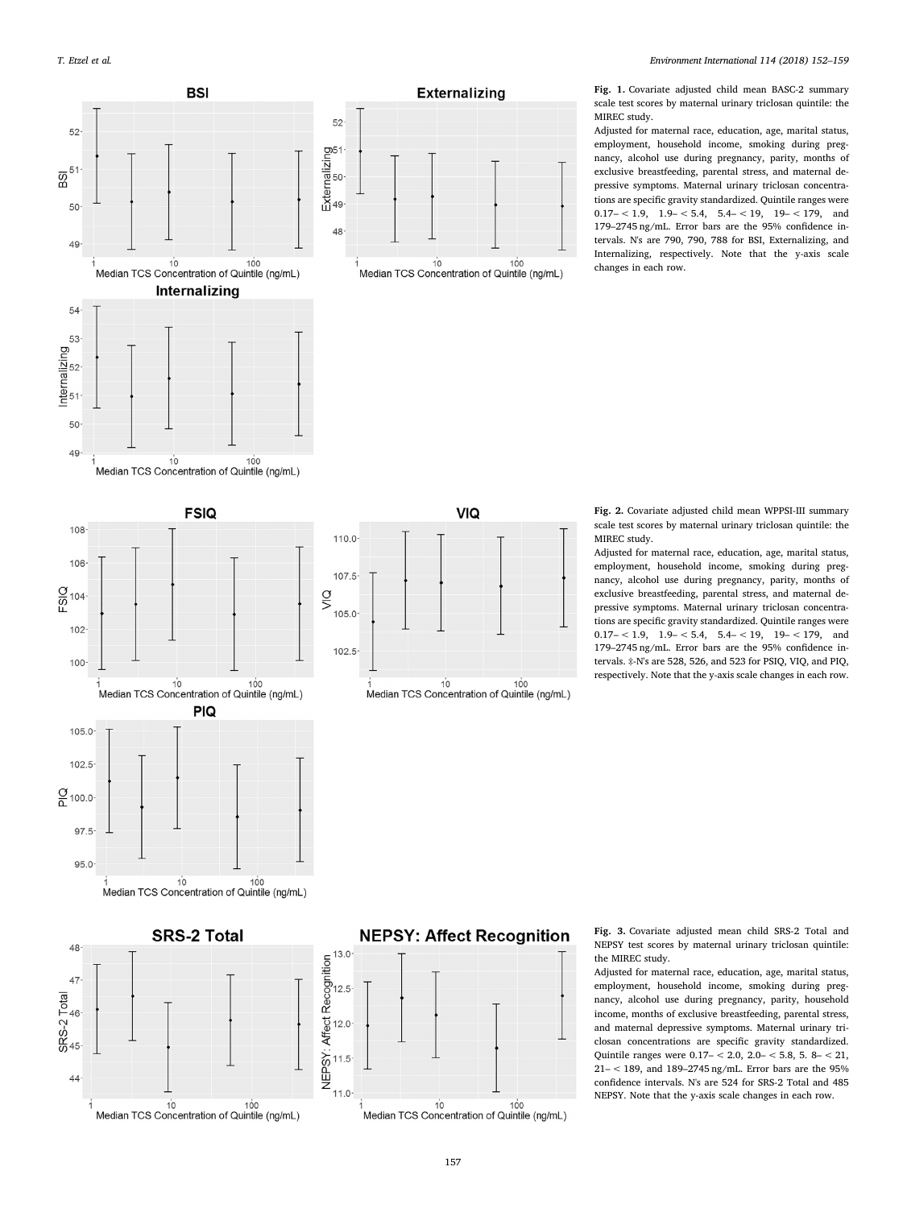**Fig. 1.** Covariate adjusted child mean BASC-2 summary scale test scores by maternal urinary triclosan quintile: the MIREC study.

Adjusted for maternal race, education, age, marital status, employment, household income, smoking during pregnancy, alcohol use during pregnancy, parity, months of exclusive breastfeeding, parental stress, and maternal depressive symptoms. Maternal urinary triclosan concentrations are specific gravity standardized. Quintile ranges were 0.17– < 1.9, 1.9– < 5.4, 5.4– < 19, 19– < 179, and 179–2745 ng/mL. Error bars are the 95% confidence intervals. N's are 790, 790, 788 for BSI, Externalizing, and Internalizing, respectively. Note that the y-axis scale changes in each row.

**Fig. 2.** Covariate adjusted child mean WPPSI-III summary scale test scores by maternal urinary triclosan quintile: the MIREC study.

Adjusted for maternal race, education, age, marital status, employment, household income, smoking during pregnancy, alcohol use during pregnancy, parity, months of exclusive breastfeeding, parental stress, and maternal depressive symptoms. Maternal urinary triclosan concentrations are specific gravity standardized. Quintile ranges were 0.17– < 1.9, 1.9– < 5.4, 5.4– < 19, 19– < 179, and 179–2745 ng/mL. Error bars are the 95% confidence intervals. ‡-N's are 528, 526, and 523 for PSIQ, VIQ, and PIQ, respectively. Note that the y-axis scale changes in each row.

**Fig. 3.** Covariate adjusted mean child SRS-2 Total and NEPSY test scores by maternal urinary triclosan quintile: the MIREC study.

Adjusted for maternal race, education, age, marital status, employment, household income, smoking during pregnancy, alcohol use during pregnancy, parity, household income, months of exclusive breastfeeding, parental stress, and maternal depressive symptoms. Maternal urinary triclosan concentrations are specific gravity standardized. Quintile ranges were 0.17– < 2.0, 2.0– < 5.8, 5. 8– < 21, 21– < 189, and 189–2745 ng/mL. Error bars are the 95% confidence intervals. N's are 524 for SRS-2 Total and 485 NEPSY. Note that the y-axis scale changes in each row.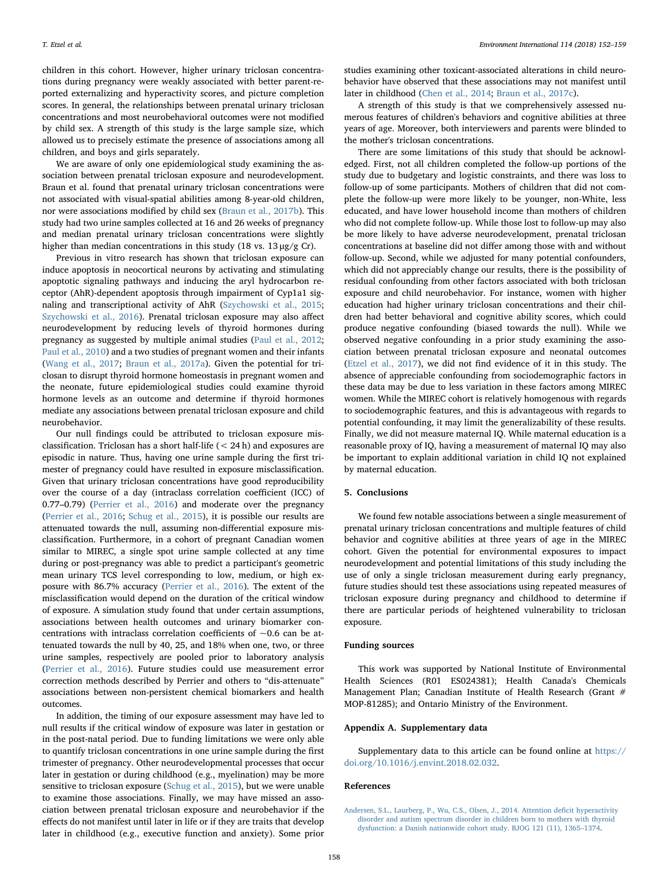children in this cohort. However, higher urinary triclosan concentrations during pregnancy were weakly associated with better parent-reported externalizing and hyperactivity scores, and picture completion scores. In general, the relationships between prenatal urinary triclosan concentrations and most neurobehavioral outcomes were not modified by child sex. A strength of this study is the large sample size, which allowed us to precisely estimate the presence of associations among all children, and boys and girls separately.

We are aware of only one epidemiological study examining the association between prenatal triclosan exposure and neurodevelopment. Braun et al. found that prenatal urinary triclosan concentrations were not associated with visual-spatial abilities among 8-year-old children, nor were associations modified by child sex (Braun et al., 2017b). This study had two urine samples collected at 16 and 26 weeks of pregnancy and median prenatal urinary triclosan concentrations were slightly higher than median concentrations in this study (18 vs. 13 μg/g Cr).

Previous in vitro research has shown that triclosan exposure can induce apoptosis in neocortical neurons by activating and stimulating apoptotic signaling pathways and inducing the aryl hydrocarbon receptor (AhR)-dependent apoptosis through impairment of Cyp1a1 signaling and transcriptional activity of AhR (Szychowski et al., 2015; Szychowski et al., 2016). Prenatal triclosan exposure may also affect neurodevelopment by reducing levels of thyroid hormones during pregnancy as suggested by multiple animal studies (Paul et al., 2012; Paul et al., 2010) and a two studies of pregnant women and their infants (Wang et al., 2017; Braun et al., 2017a). Given the potential for triclosan to disrupt thyroid hormone homeostasis in pregnant women and the neonate, future epidemiological studies could examine thyroid hormone levels as an outcome and determine if thyroid hormones mediate any associations between prenatal triclosan exposure and child neurobehavior.

Our null findings could be attributed to triclosan exposure misclassification. Triclosan has a short half-life (< 24 h) and exposures are episodic in nature. Thus, having one urine sample during the first trimester of pregnancy could have resulted in exposure misclassification. Given that urinary triclosan concentrations have good reproducibility over the course of a day (intraclass correlation coefficient (ICC) of 0.77–0.79) (Perrier et al., 2016) and moderate over the pregnancy (Perrier et al., 2016; Schug et al., 2015), it is possible our results are attenuated towards the null, assuming non-differential exposure misclassification. Furthermore, in a cohort of pregnant Canadian women similar to MIREC, a single spot urine sample collected at any time during or post-pregnancy was able to predict a participant's geometric mean urinary TCS level corresponding to low, medium, or high exposure with 86.7% accuracy (Perrier et al., 2016). The extent of the misclassification would depend on the duration of the critical window of exposure. A simulation study found that under certain assumptions, associations between health outcomes and urinary biomarker concentrations with intraclass correlation coefficients of ~0.6 can be attenuated towards the null by 40, 25, and 18% when one, two, or three urine samples, respectively are pooled prior to laboratory analysis (Perrier et al., 2016). Future studies could use measurement error correction methods described by Perrier and others to "dis-attenuate" associations between non-persistent chemical biomarkers and health outcomes.

In addition, the timing of our exposure assessment may have led to null results if the critical window of exposure was later in gestation or in the post-natal period. Due to funding limitations we were only able to quantify triclosan concentrations in one urine sample during the first trimester of pregnancy. Other neurodevelopmental processes that occur later in gestation or during childhood (e.g., myelination) may be more sensitive to triclosan exposure (Schug et al., 2015), but we were unable to examine those associations. Finally, we may have missed an association between prenatal triclosan exposure and neurobehavior if the effects do not manifest until later in life or if they are traits that develop later in childhood (e.g., executive function and anxiety). Some prior studies examining other toxicant-associated alterations in child neurobehavior have observed that these associations may not manifest until later in childhood (Chen et al., 2014; Braun et al., 2017c).

A strength of this study is that we comprehensively assessed numerous features of children's behaviors and cognitive abilities at three years of age. Moreover, both interviewers and parents were blinded to the mother's triclosan concentrations.

There are some limitations of this study that should be acknowledged. First, not all children completed the follow-up portions of the study due to budgetary and logistic constraints, and there was loss to follow-up of some participants. Mothers of children that did not complete the follow-up were more likely to be younger, non-White, less educated, and have lower household income than mothers of children who did not complete follow-up. While those lost to follow-up may also be more likely to have adverse neurodevelopment, prenatal triclosan concentrations at baseline did not differ among those with and without follow-up. Second, while we adjusted for many potential confounders, which did not appreciably change our results, there is the possibility of residual confounding from other factors associated with both triclosan exposure and child neurobehavior. For instance, women with higher education had higher urinary triclosan concentrations and their children had better behavioral and cognitive ability scores, which could produce negative confounding (biased towards the null). While we observed negative confounding in a prior study examining the association between prenatal triclosan exposure and neonatal outcomes (Etzel et al., 2017), we did not find evidence of it in this study. The absence of appreciable confounding from sociodemographic factors in these data may be due to less variation in these factors among MIREC women. While the MIREC cohort is relatively homogenous with regards to sociodemographic features, and this is advantageous with regards to potential confounding, it may limit the generalizability of these results. Finally, we did not measure maternal IQ. While maternal education is a reasonable proxy of IQ, having a measurement of maternal IQ may also be important to explain additional variation in child IQ not explained by maternal education.

## 5. Conclusions

We found few notable associations between a single measurement of prenatal urinary triclosan concentrations and multiple features of child behavior and cognitive abilities at three years of age in the MIREC cohort. Given the potential for environmental exposures to impact neurodevelopment and potential limitations of this study including the use of only a single triclosan measurement during early pregnancy, future studies should test these associations using repeated measures of triclosan exposure during pregnancy and childhood to determine if there are particular periods of heightened vulnerability to triclosan exposure.

## Funding sources

This work was supported by National Institute of Environmental Health Sciences (R01 ES024381); Health Canada's Chemicals Management Plan; Canadian Institute of Health Research (Grant # MOP-81285); and Ontario Ministry of the Environment.

## Appendix A. Supplementary data

Supplementary data to this article can be found online at https://doi.org/10.1016/j.envint.2018.02.032.

## References

Andersen, S.L., Laurberg, P., Wu, C.S., Olsen, J., 2014. Attention deficit hyperactivity disorder and autism spectrum disorder in children born to mothers with thyroid dysfunction: a Danish nationwide cohort study. BJOG 121 (11), 1365–1374.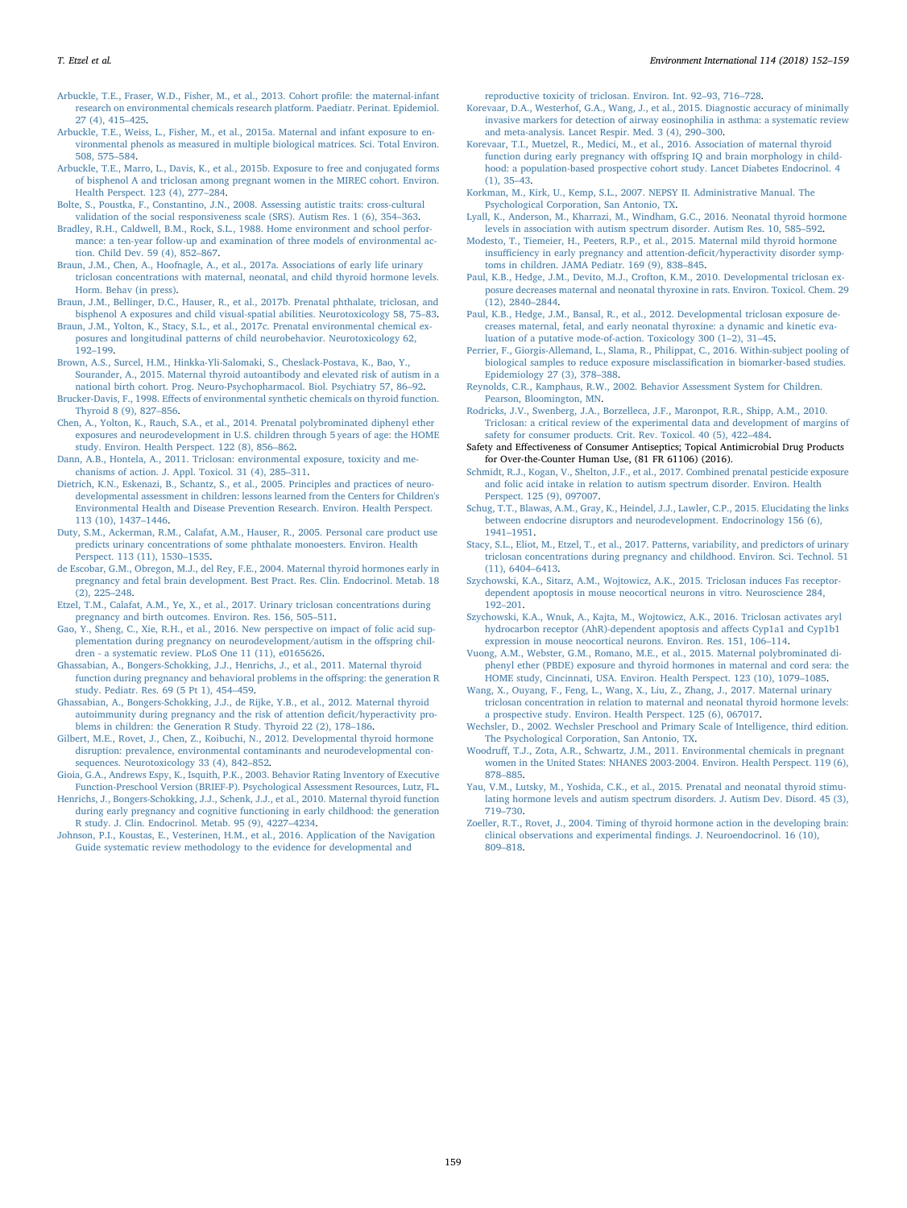Arbuckle, T.E., Fraser, W.D., Fisher, M., et al., 2013. Cohort profile: the maternal-infant research on environmental chemicals research platform. Paediatr. Perinat. Epidemiol. 27 (4), 415–425.

Arbuckle, T.E., Weiss, L., Fisher, M., et al., 2015a. Maternal and infant exposure to environmental phenols as measured in multiple biological matrices. Sci. Total Environ. 508, 575–584.

Arbuckle, T.E., Marro, L., Davis, K., et al., 2015b. Exposure to free and conjugated forms of bisphenol A and triclosan among pregnant women in the MIREC cohort. Environ. Health Perspect. 123 (4), 277–284.

Bolte, S., Poustka, F., Constantino, J.N., 2008. Assessing autistic traits: cross-cultural validation of the social responsiveness scale (SRS). Autism Res. 1 (6), 354–363.

Bradley, R.H., Caldwell, B.M., Rock, S.L., 1988. Home environment and school performance: a ten-year follow-up and examination of three models of environmental action. Child Dev. 59 (4), 852–867.

Braun, J.M., Chen, A., Hoofnagle, A., et al., 2017a. Associations of early life urinary triclosan concentrations with maternal, neonatal, and child thyroid hormone levels. Horm. Behav (in press).

Braun, J.M., Bellinger, D.C., Hauser, R., et al., 2017b. Prenatal phthalate, triclosan, and bisphenol A exposures and child visual-spatial abilities. Neurotoxicology 58, 75–83.

Braun, J.M., Yolton, K., Stacy, S.L., et al., 2017c. Prenatal environmental chemical exposures and longitudinal patterns of child neurobehavior. Neurotoxicology 62, 192–199.

Brown, A.S., Surcel, H.M., Hinkka-Yli-Salomaki, S., Cheslack-Postava, K., Bao, Y., Sourander, A., 2015. Maternal thyroid autoantibody and elevated risk of autism in a national birth cohort. Prog. Neuro-Psychopharmacol. Biol. Psychiatry 57, 86–92.

Brucker-Davis, F., 1998. Effects of environmental synthetic chemicals on thyroid function. Thyroid 8 (9), 827–856.

Chen, A., Yolton, K., Rauch, S.A., et al., 2014. Prenatal polybrominated diphenyl ether exposures and neurodevelopment in U.S. children through 5 years of age: the HOME study. Environ. Health Perspect. 122 (8), 856–862.

Dann, A.B., Hontela, A., 2011. Triclosan: environmental exposure, toxicity and mechanisms of action. J. Appl. Toxicol. 31 (4), 285–311.

Dietrich, K.N., Eskenazi, B., Schantz, S., et al., 2005. Principles and practices of neurodevelopmental assessment in children: lessons learned from the Centers for Children's Environmental Health and Disease Prevention Research. Environ. Health Perspect. 113 (10), 1437–1446.

Duty, S.M., Ackerman, R.M., Calafat, A.M., Hauser, R., 2005. Personal care product use predicts urinary concentrations of some phthalate monoesters. Environ. Health Perspect. 113 (11), 1530–1535.

de Escobar, G.M., Obregon, M.J., del Rey, F.E., 2004. Maternal thyroid hormones early in pregnancy and fetal brain development. Best Pract. Res. Clin. Endocrinol. Metab. 18 (2), 225–248.

Etzel, T.M., Calafat, A.M., Ye, X., et al., 2017. Urinary triclosan concentrations during pregnancy and birth outcomes. Environ. Res. 156, 505–511.

Gao, Y., Sheng, C., Xie, R.H., et al., 2016. New perspective on impact of folic acid supplementation during pregnancy on neurodevelopment/autism in the offspring children - a systematic review. PLoS One 11 (11), e0165626.

Ghassabian, A., Bongers-Schokking, J.J., Henrichs, J., et al., 2011. Maternal thyroid function during pregnancy and behavioral problems in the offspring: the generation R study. Pediatr. Res. 69 (5 Pt 1), 454–459.

Ghassabian, A., Bongers-Schokking, J.J., de Rijke, Y.B., et al., 2012. Maternal thyroid autoimmunity during pregnancy and the risk of attention deficit/hyperactivity problems in children: the Generation R Study. Thyroid 22 (2), 178–186.

Gilbert, M.E., Rovet, J., Chen, Z., Koibuchi, N., 2012. Developmental thyroid hormone disruption: prevalence, environmental contaminants and neurodevelopmental consequences. Neurotoxicology 33 (4), 842–852.

Gioia, G.A., Andrews Espy, K., Isquith, P.K., 2003. Behavior Rating Inventory of Executive Function-Preschool Version (BRIEF-P). Psychological Assessment Resources, Lutz, FL.

Henrichs, J., Bongers-Schokking, J.J., Schenk, J.J., et al., 2010. Maternal thyroid function during early pregnancy and cognitive functioning in early childhood: the generation R study. J. Clin. Endocrinol. Metab. 95 (9), 4227–4234.

Johnson, P.I., Koustas, E., Vesterinen, H.M., et al., 2016. Application of the Navigation Guide systematic review methodology to the evidence for developmental and reproductive toxicity of triclosan. Environ. Int. 92–93, 716–728.

Korevaar, D.A., Westerhof, G.A., Wang, J., et al., 2015. Diagnostic accuracy of minimally invasive markers for detection of airway eosinophilia in asthma: a systematic review and meta-analysis. Lancet Respir. Med. 3 (4), 290–300.

Korevaar, T.I., Muetzel, R., Medici, M., et al., 2016. Association of maternal thyroid function during early pregnancy with offspring IQ and brain morphology in childhood: a population-based prospective cohort study. Lancet Diabetes Endocrinol. 4 (1), 35–43.

Korkman, M., Kirk, U., Kemp, S.L., 2007. NEPSY II. Administrative Manual. The Psychological Corporation, San Antonio, TX.

Lyall, K., Anderson, M., Kharrazi, M., Windham, G.C., 2016. Neonatal thyroid hormone levels in association with autism spectrum disorder. Autism Res. 10, 585–592.

Modesto, T., Tiemeier, H., Peeters, R.P., et al., 2015. Maternal mild thyroid hormone insufficiency in early pregnancy and attention-deficit/hyperactivity disorder symptoms in children. JAMA Pediatr. 169 (9), 838–845.

Paul, K.B., Hedge, J.M., Devito, M.J., Crofton, K.M., 2010. Developmental triclosan exposure decreases maternal and neonatal thyroxine in rats. Environ. Toxicol. Chem. 29 (12), 2840–2844.

Paul, K.B., Hedge, J.M., Bansal, R., et al., 2012. Developmental triclosan exposure decreases maternal, fetal, and early neonatal thyroxine: a dynamic and kinetic evaluation of a putative mode-of-action. Toxicology 300 (1–2), 31–45.

Perrier, F., Giorgis-Allemand, L., Slama, R., Philippat, C., 2016. Within-subject pooling of biological samples to reduce exposure misclassification in biomarker-based studies. Epidemiology 27 (3), 378–388.

Reynolds, C.R., Kamphaus, R.W., 2002. Behavior Assessment System for Children. Pearson, Bloomington, MN.

Rodricks, J.V., Swenberg, J.A., Borzelleca, J.F., Maronpot, R.R., Shipp, A.M., 2010. Triclosan: a critical review of the experimental data and development of margins of safety for consumer products. Crit. Rev. Toxicol. 40 (5), 422–484.

Safety and Effectiveness of Consumer Antiseptics; Topical Antimicrobial Drug Products for Over-the-Counter Human Use, (81 FR 61106) (2016).

Schmidt, R.J., Kogan, V., Shelton, J.F., et al., 2017. Combined prenatal pesticide exposure and folic acid intake in relation to autism spectrum disorder. Environ. Health Perspect. 125 (9), 097007.

Schug, T.T., Blawas, A.M., Gray, K., Heindel, J.J., Lawler, C.P., 2015. Elucidating the links between endocrine disruptors and neurodevelopment. Endocrinology 156 (6), 1941–1951.

Stacy, S.L., Eliot, M., Etzel, T., et al., 2017. Patterns, variability, and predictors of urinary triclosan concentrations during pregnancy and childhood. Environ. Sci. Technol. 51 (11), 6404–6413.

Szychowski, K.A., Sitarz, A.M., Wojtowicz, A.K., 2015. Triclosan induces Fas receptor-dependent apoptosis in mouse neocortical neurons in vitro. Neuroscience 284, 192–201.

Szychowski, K.A., Wnuk, A., Kajta, M., Wojtowicz, A.K., 2016. Triclosan activates aryl hydrocarbon receptor (AhR)-dependent apoptosis and affects Cyp1a1 and Cyp1b1 expression in mouse neocortical neurons. Environ. Res. 151, 106–114.

Vuong, A.M., Webster, G.M., Romano, M.E., et al., 2015. Maternal polybrominated diphenyl ether (PBDE) exposure and thyroid hormones in maternal and cord sera: the HOME study, Cincinnati, USA. Environ. Health Perspect. 123 (10), 1079–1085.

Wang, X., Ouyang, F., Feng, L., Wang, X., Liu, Z., Zhang, J., 2017. Maternal urinary triclosan concentration in relation to maternal and neonatal thyroid hormone levels: a prospective study. Environ. Health Perspect. 125 (6), 067017.

Wechsler, D., 2002. Wechsler Preschool and Primary Scale of Intelligence, third edition. The Psychological Corporation, San Antonio, TX.

Woodruff, T.J., Zota, A.R., Schwartz, J.M., 2011. Environmental chemicals in pregnant women in the United States: NHANES 2003-2004. Environ. Health Perspect. 119 (6), 878–885.

Yau, V.M., Lutsky, M., Yoshida, C.K., et al., 2015. Prenatal and neonatal thyroid stimulating hormone levels and autism spectrum disorders. J. Autism Dev. Disord. 45 (3), 719–730.

Zoeller, R.T., Rovet, J., 2004. Timing of thyroid hormone action in the developing brain: clinical observations and experimental findings. J. Neuroendocrinol. 16 (10), 809–818.